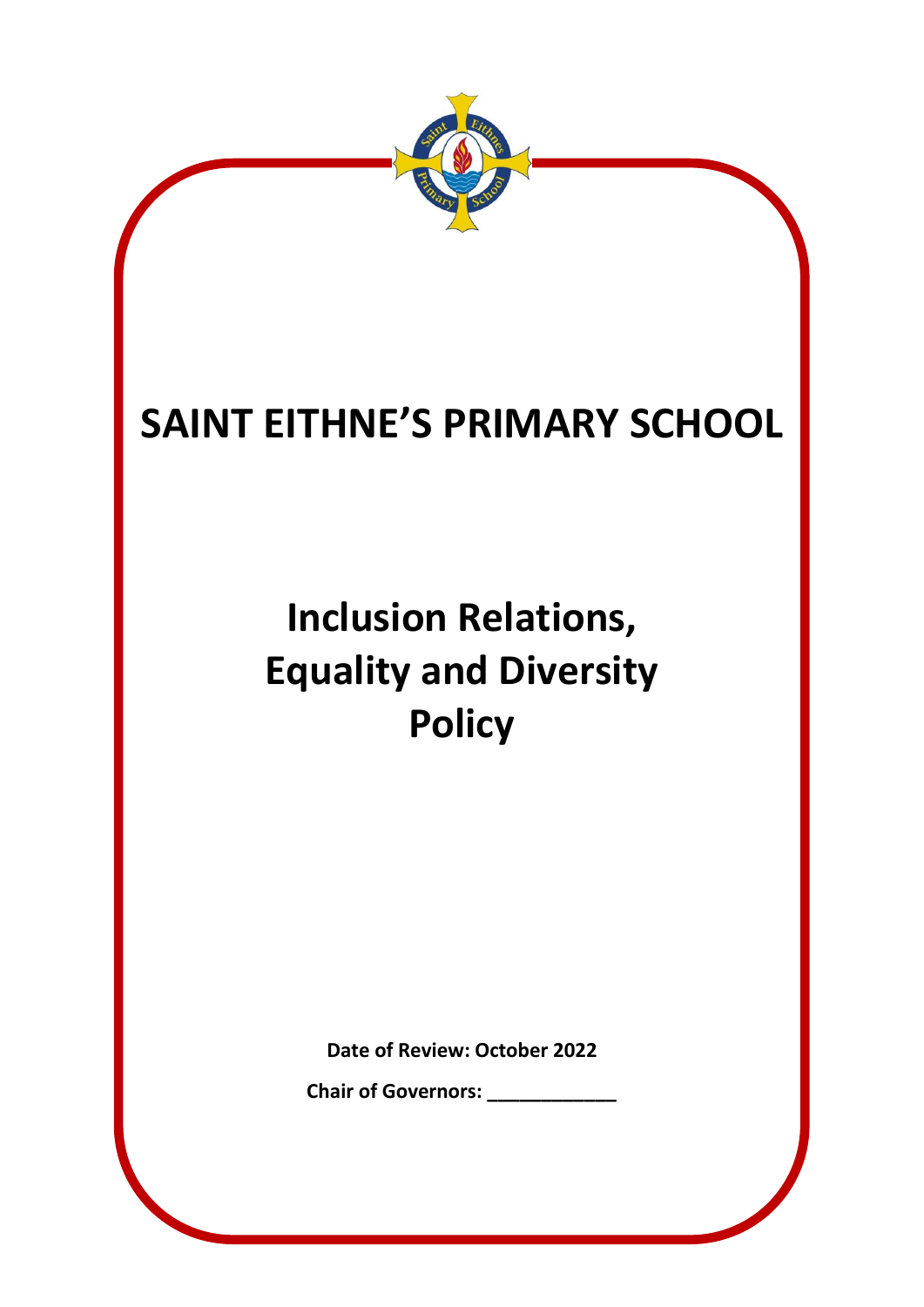# SAINT EITHNE'S PRIMARY SCHOOL

## Inclusion Relations, Equality and Diversity Policy

**Date of Review: October 2022**

**Chair of Governors: ____________**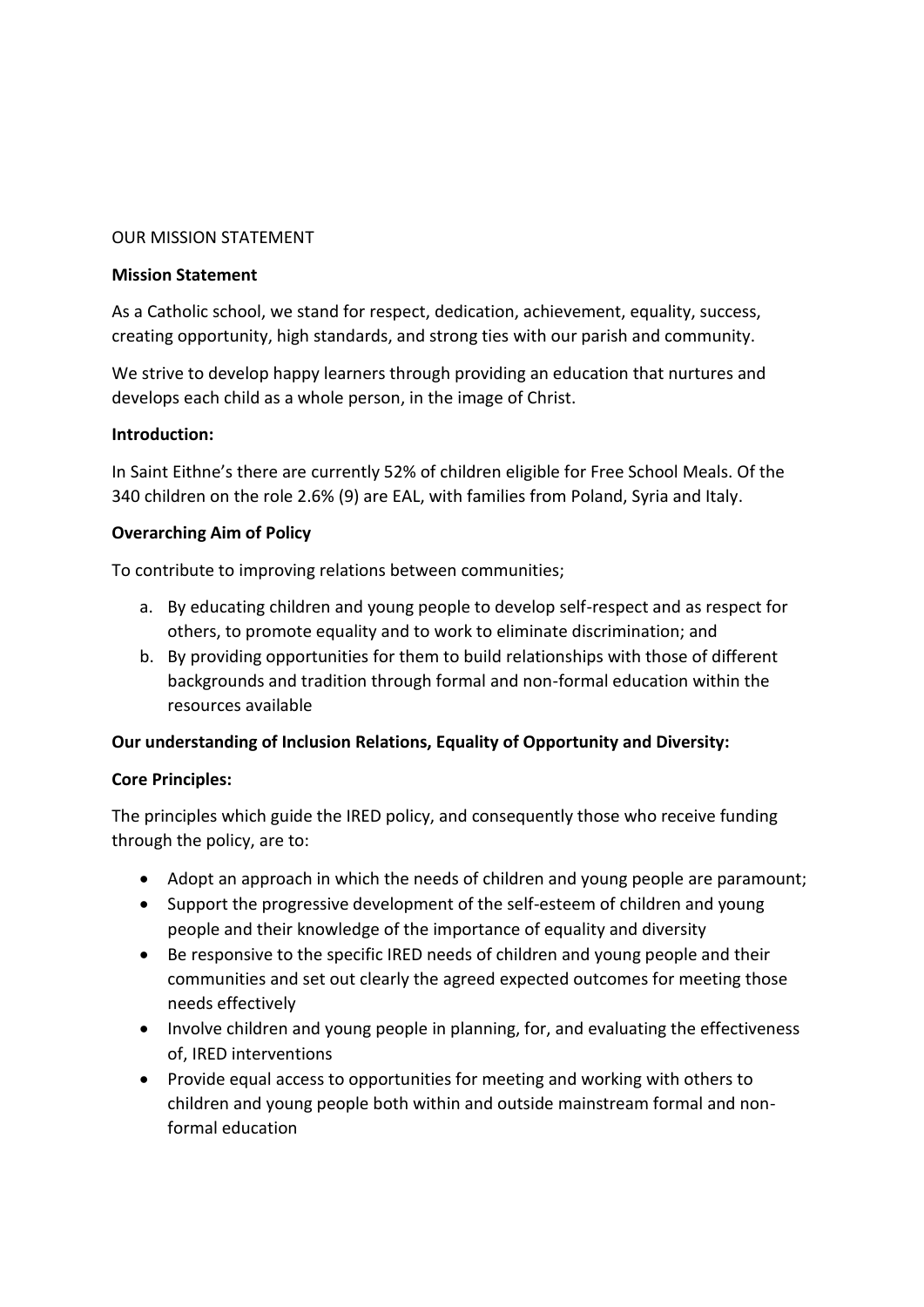OUR MISSION STATEMENT

**Mission Statement**

As a Catholic school, we stand for respect, dedication, achievement, equality, success, creating opportunity, high standards, and strong ties with our parish and community.

We strive to develop happy learners through providing an education that nurtures and develops each child as a whole person, in the image of Christ.

**Introduction:**

In Saint Eithne's there are currently 52% of children eligible for Free School Meals. Of the 340 children on the role 2.6% (9) are EAL, with families from Poland, Syria and Italy.

**Overarching Aim of Policy**

To contribute to improving relations between communities;

a. By educating children and young people to develop self-respect and as respect for others, to promote equality and to work to eliminate discrimination; and
b. By providing opportunities for them to build relationships with those of different backgrounds and tradition through formal and non-formal education within the resources available

**Our understanding of Inclusion Relations, Equality of Opportunity and Diversity:**

**Core Principles:**

The principles which guide the IRED policy, and consequently those who receive funding through the policy, are to:

- Adopt an approach in which the needs of children and young people are paramount;
- Support the progressive development of the self-esteem of children and young people and their knowledge of the importance of equality and diversity
- Be responsive to the specific IRED needs of children and young people and their communities and set out clearly the agreed expected outcomes for meeting those needs effectively
- Involve children and young people in planning, for, and evaluating the effectiveness of, IRED interventions
- Provide equal access to opportunities for meeting and working with others to children and young people both within and outside mainstream formal and non-formal education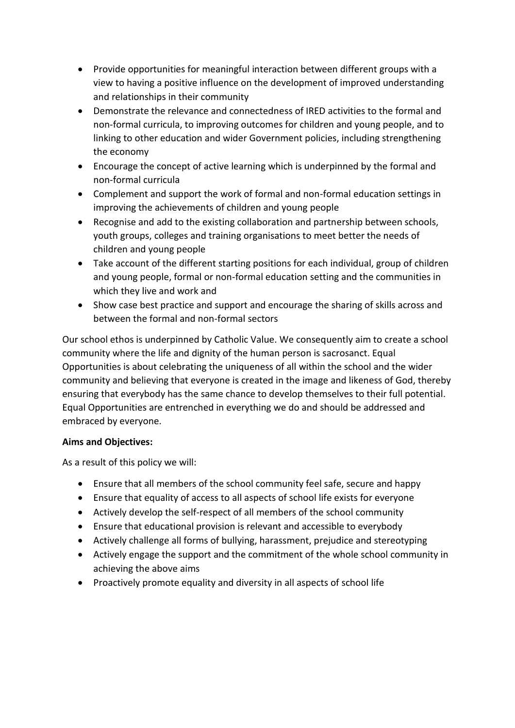- Provide opportunities for meaningful interaction between different groups with a view to having a positive influence on the development of improved understanding and relationships in their community
- Demonstrate the relevance and connectedness of IRED activities to the formal and non-formal curricula, to improving outcomes for children and young people, and to linking to other education and wider Government policies, including strengthening the economy
- Encourage the concept of active learning which is underpinned by the formal and non-formal curricula
- Complement and support the work of formal and non-formal education settings in improving the achievements of children and young people
- Recognise and add to the existing collaboration and partnership between schools, youth groups, colleges and training organisations to meet better the needs of children and young people
- Take account of the different starting positions for each individual, group of children and young people, formal or non-formal education setting and the communities in which they live and work and
- Show case best practice and support and encourage the sharing of skills across and between the formal and non-formal sectors

Our school ethos is underpinned by Catholic Value. We consequently aim to create a school community where the life and dignity of the human person is sacrosanct. Equal Opportunities is about celebrating the uniqueness of all within the school and the wider community and believing that everyone is created in the image and likeness of God, thereby ensuring that everybody has the same chance to develop themselves to their full potential. Equal Opportunities are entrenched in everything we do and should be addressed and embraced by everyone.

**Aims and Objectives:**

As a result of this policy we will:

- Ensure that all members of the school community feel safe, secure and happy
- Ensure that equality of access to all aspects of school life exists for everyone
- Actively develop the self-respect of all members of the school community
- Ensure that educational provision is relevant and accessible to everybody
- Actively challenge all forms of bullying, harassment, prejudice and stereotyping
- Actively engage the support and the commitment of the whole school community in achieving the above aims
- Proactively promote equality and diversity in all aspects of school life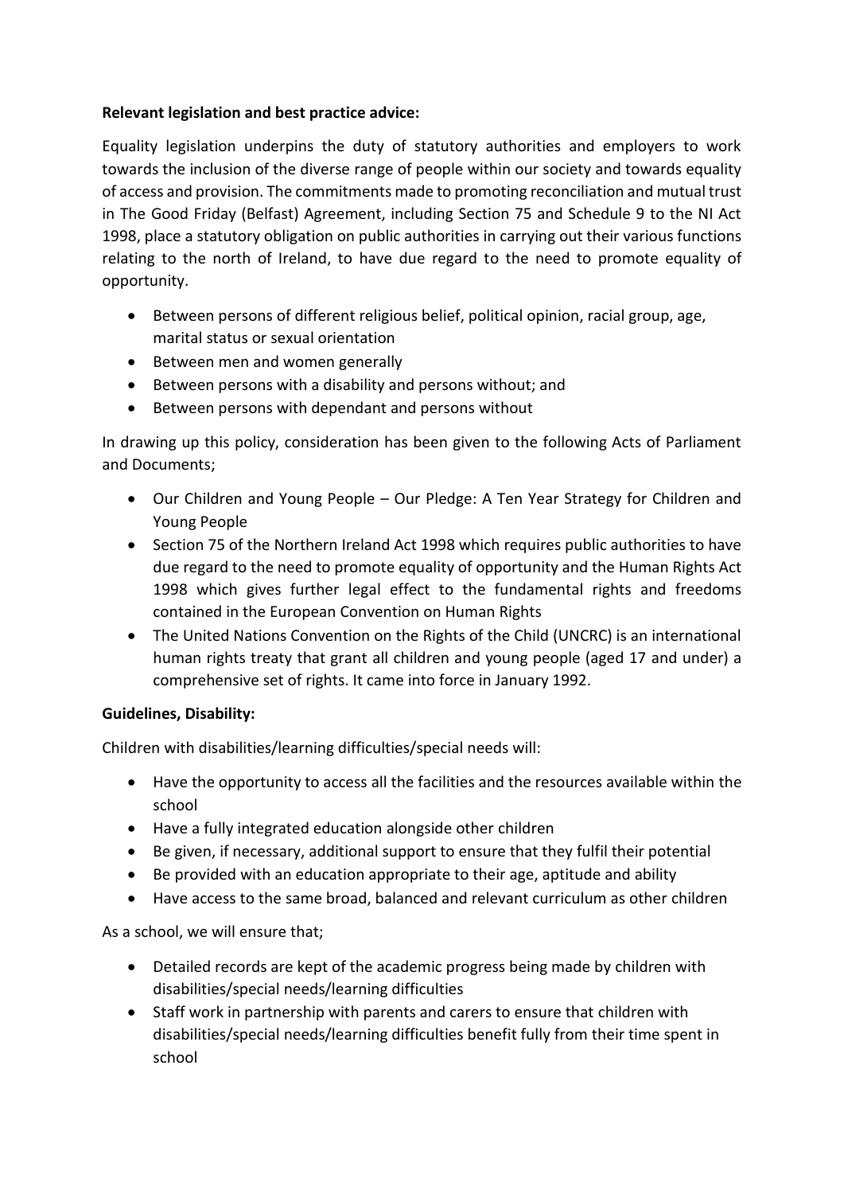**Relevant legislation and best practice advice:**

Equality legislation underpins the duty of statutory authorities and employers to work towards the inclusion of the diverse range of people within our society and towards equality of access and provision. The commitments made to promoting reconciliation and mutual trust in The Good Friday (Belfast) Agreement, including Section 75 and Schedule 9 to the NI Act 1998, place a statutory obligation on public authorities in carrying out their various functions relating to the north of Ireland, to have due regard to the need to promote equality of opportunity.

- Between persons of different religious belief, political opinion, racial group, age, marital status or sexual orientation
- Between men and women generally
- Between persons with a disability and persons without; and
- Between persons with dependant and persons without

In drawing up this policy, consideration has been given to the following Acts of Parliament and Documents;

- Our Children and Young People – Our Pledge: A Ten Year Strategy for Children and Young People
- Section 75 of the Northern Ireland Act 1998 which requires public authorities to have due regard to the need to promote equality of opportunity and the Human Rights Act 1998 which gives further legal effect to the fundamental rights and freedoms contained in the European Convention on Human Rights
- The United Nations Convention on the Rights of the Child (UNCRC) is an international human rights treaty that grant all children and young people (aged 17 and under) a comprehensive set of rights. It came into force in January 1992.

**Guidelines, Disability:**

Children with disabilities/learning difficulties/special needs will:

- Have the opportunity to access all the facilities and the resources available within the school
- Have a fully integrated education alongside other children
- Be given, if necessary, additional support to ensure that they fulfil their potential
- Be provided with an education appropriate to their age, aptitude and ability
- Have access to the same broad, balanced and relevant curriculum as other children

As a school, we will ensure that;

- Detailed records are kept of the academic progress being made by children with disabilities/special needs/learning difficulties
- Staff work in partnership with parents and carers to ensure that children with disabilities/special needs/learning difficulties benefit fully from their time spent in school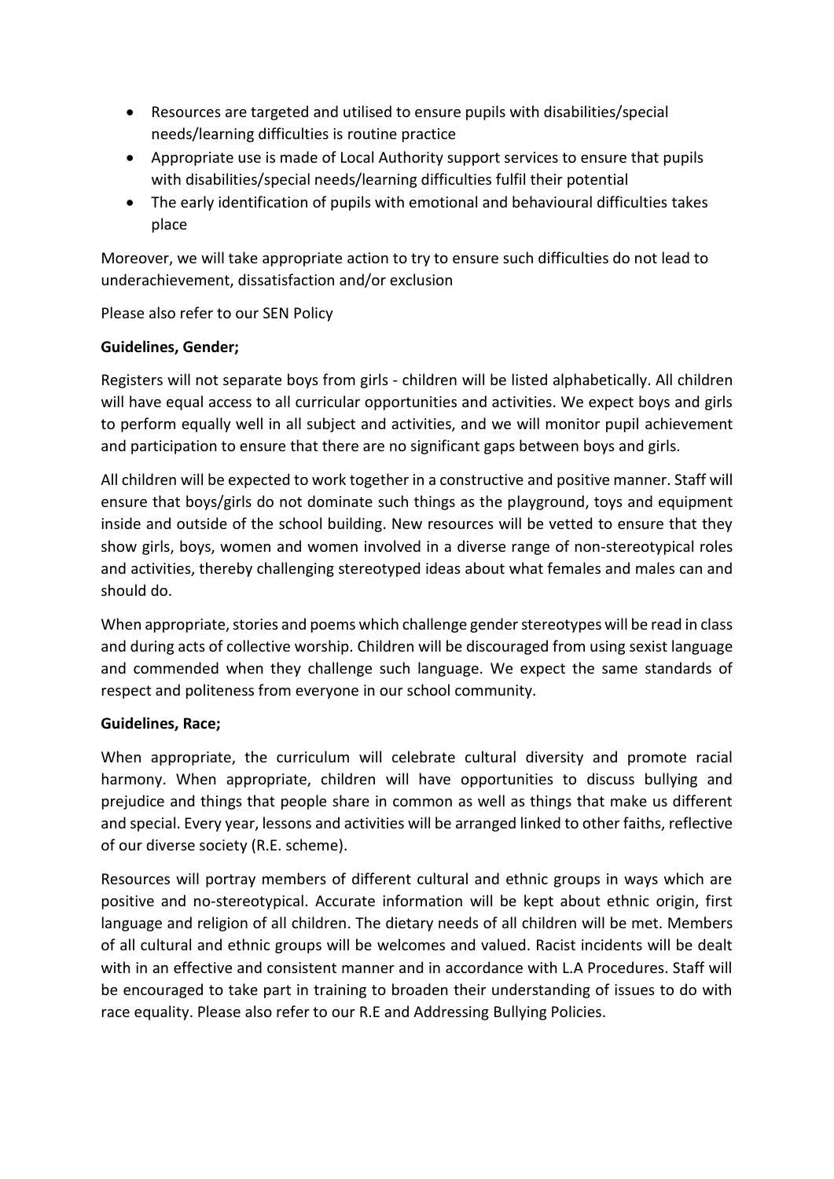- Resources are targeted and utilised to ensure pupils with disabilities/special needs/learning difficulties is routine practice
- Appropriate use is made of Local Authority support services to ensure that pupils with disabilities/special needs/learning difficulties fulfil their potential
- The early identification of pupils with emotional and behavioural difficulties takes place

Moreover, we will take appropriate action to try to ensure such difficulties do not lead to underachievement, dissatisfaction and/or exclusion

Please also refer to our SEN Policy

**Guidelines, Gender;**

Registers will not separate boys from girls - children will be listed alphabetically. All children will have equal access to all curricular opportunities and activities. We expect boys and girls to perform equally well in all subject and activities, and we will monitor pupil achievement and participation to ensure that there are no significant gaps between boys and girls.

All children will be expected to work together in a constructive and positive manner. Staff will ensure that boys/girls do not dominate such things as the playground, toys and equipment inside and outside of the school building. New resources will be vetted to ensure that they show girls, boys, women and women involved in a diverse range of non-stereotypical roles and activities, thereby challenging stereotyped ideas about what females and males can and should do.

When appropriate, stories and poems which challenge gender stereotypes will be read in class and during acts of collective worship. Children will be discouraged from using sexist language and commended when they challenge such language. We expect the same standards of respect and politeness from everyone in our school community.

**Guidelines, Race;**

When appropriate, the curriculum will celebrate cultural diversity and promote racial harmony. When appropriate, children will have opportunities to discuss bullying and prejudice and things that people share in common as well as things that make us different and special. Every year, lessons and activities will be arranged linked to other faiths, reflective of our diverse society (R.E. scheme).

Resources will portray members of different cultural and ethnic groups in ways which are positive and no-stereotypical. Accurate information will be kept about ethnic origin, first language and religion of all children. The dietary needs of all children will be met. Members of all cultural and ethnic groups will be welcomes and valued. Racist incidents will be dealt with in an effective and consistent manner and in accordance with L.A Procedures. Staff will be encouraged to take part in training to broaden their understanding of issues to do with race equality. Please also refer to our R.E and Addressing Bullying Policies.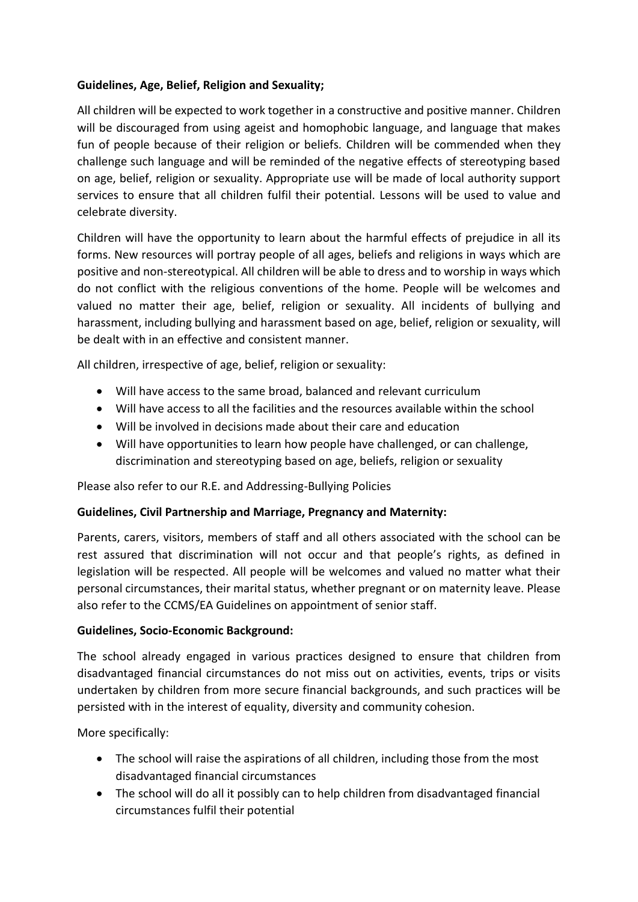**Guidelines, Age, Belief, Religion and Sexuality;**

All children will be expected to work together in a constructive and positive manner. Children will be discouraged from using ageist and homophobic language, and language that makes fun of people because of their religion or beliefs. Children will be commended when they challenge such language and will be reminded of the negative effects of stereotyping based on age, belief, religion or sexuality. Appropriate use will be made of local authority support services to ensure that all children fulfil their potential. Lessons will be used to value and celebrate diversity.

Children will have the opportunity to learn about the harmful effects of prejudice in all its forms. New resources will portray people of all ages, beliefs and religions in ways which are positive and non-stereotypical. All children will be able to dress and to worship in ways which do not conflict with the religious conventions of the home. People will be welcomes and valued no matter their age, belief, religion or sexuality. All incidents of bullying and harassment, including bullying and harassment based on age, belief, religion or sexuality, will be dealt with in an effective and consistent manner.

All children, irrespective of age, belief, religion or sexuality:

- Will have access to the same broad, balanced and relevant curriculum
- Will have access to all the facilities and the resources available within the school
- Will be involved in decisions made about their care and education
- Will have opportunities to learn how people have challenged, or can challenge, discrimination and stereotyping based on age, beliefs, religion or sexuality

Please also refer to our R.E. and Addressing-Bullying Policies

**Guidelines, Civil Partnership and Marriage, Pregnancy and Maternity:**

Parents, carers, visitors, members of staff and all others associated with the school can be rest assured that discrimination will not occur and that people's rights, as defined in legislation will be respected. All people will be welcomes and valued no matter what their personal circumstances, their marital status, whether pregnant or on maternity leave. Please also refer to the CCMS/EA Guidelines on appointment of senior staff.

**Guidelines, Socio-Economic Background:**

The school already engaged in various practices designed to ensure that children from disadvantaged financial circumstances do not miss out on activities, events, trips or visits undertaken by children from more secure financial backgrounds, and such practices will be persisted with in the interest of equality, diversity and community cohesion.

More specifically:

- The school will raise the aspirations of all children, including those from the most disadvantaged financial circumstances
- The school will do all it possibly can to help children from disadvantaged financial circumstances fulfil their potential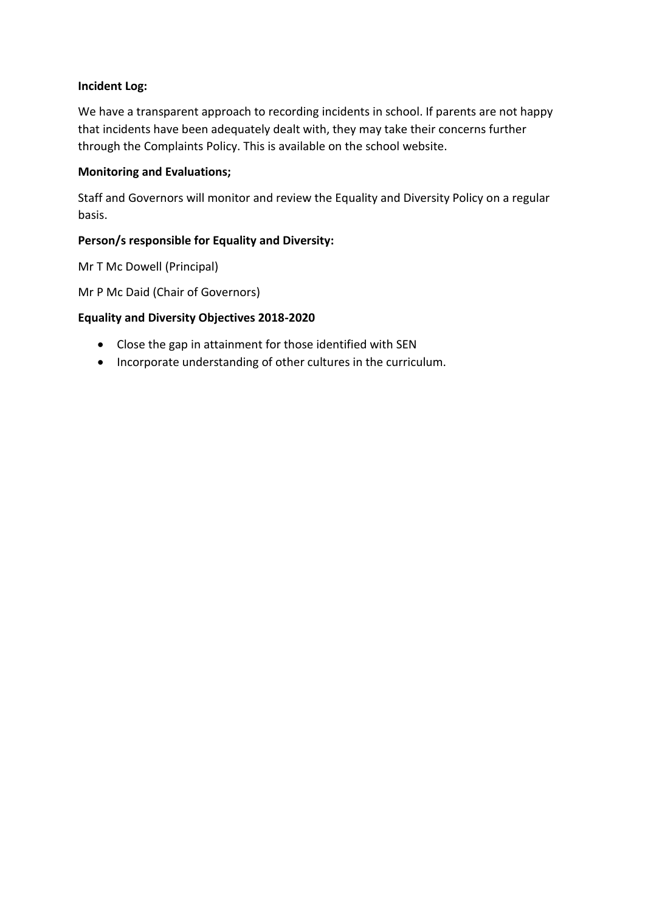**Incident Log:**

We have a transparent approach to recording incidents in school. If parents are not happy that incidents have been adequately dealt with, they may take their concerns further through the Complaints Policy. This is available on the school website.

**Monitoring and Evaluations;**

Staff and Governors will monitor and review the Equality and Diversity Policy on a regular basis.

**Person/s responsible for Equality and Diversity:**

Mr T Mc Dowell (Principal)

Mr P Mc Daid (Chair of Governors)

**Equality and Diversity Objectives 2018-2020**

- Close the gap in attainment for those identified with SEN
- Incorporate understanding of other cultures in the curriculum.